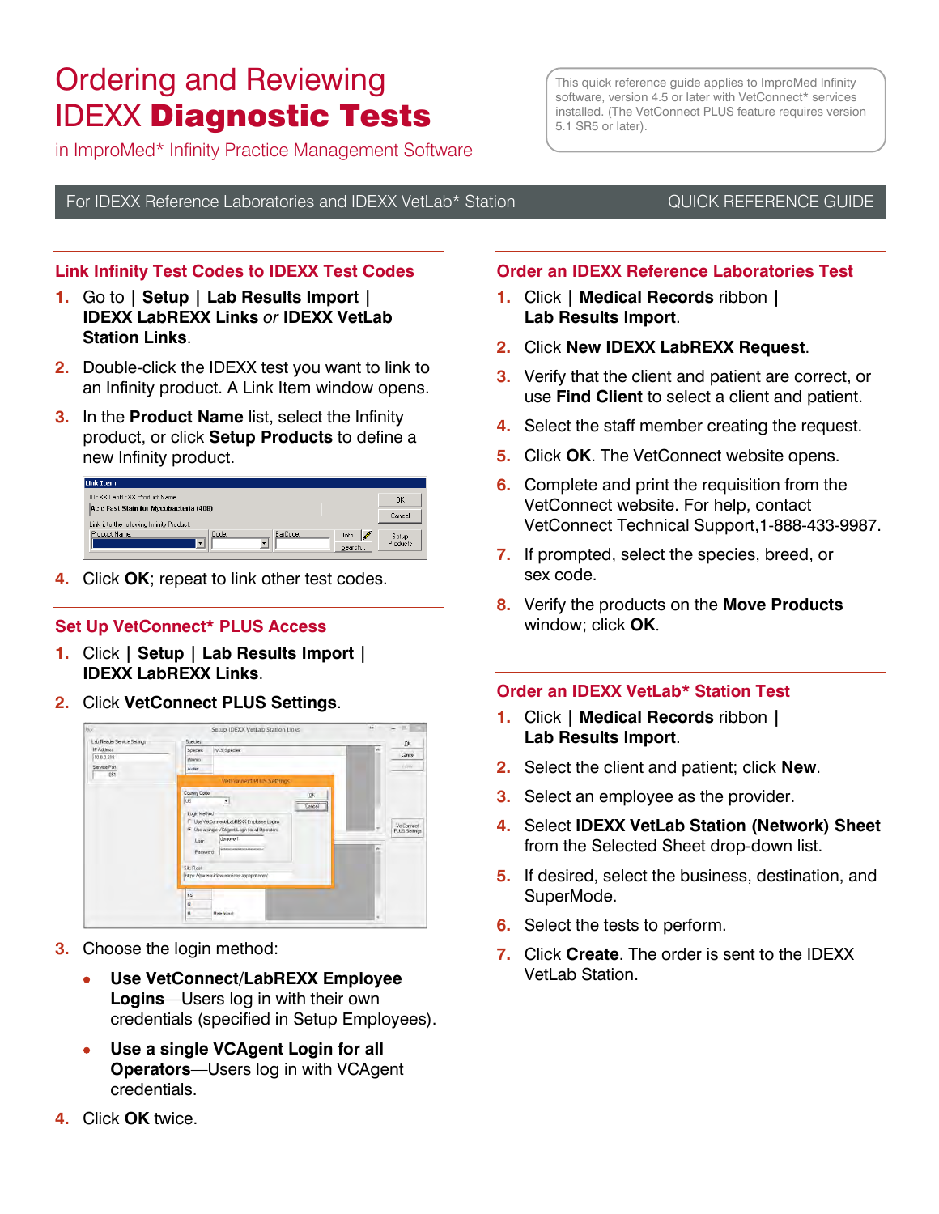# Ordering and Reviewing IDEXX **Diagnostic Tests**

in ImproMed* Infinity Practice Management Software

This quick reference guide applies to ImproMed Infinity software, version 4.5 or later with VetConnect* services installed. (The VetConnect PLUS feature requires version 5.1 SR5 or later).

For IDEXX Reference Laboratories and IDEXX VetLab* Station — QUICK REFERENCE GUIDE

## Link Infinity Test Codes to IDEXX Test Codes

1. Go to **| Setup | Lab Results Import | IDEXX LabREXX Links** *or* **IDEXX VetLab Station Links**.
2. Double-click the IDEXX test you want to link to an Infinity product. A Link Item window opens.
3. In the **Product Name** list, select the Infinity product, or click **Setup Products** to define a new Infinity product.
4. Click **OK**; repeat to link other test codes.

## Set Up VetConnect* PLUS Access

1. Click **| Setup | Lab Results Import | IDEXX LabREXX Links**.
2. Click **VetConnect PLUS Settings**.
3. Choose the login method:
   - **Use VetConnect/LabREXX Employee Logins**—Users log in with their own credentials (specified in Setup Employees).
   - **Use a single VCAgent Login for all Operators**—Users log in with VCAgent credentials.
4. Click **OK** twice.

## Order an IDEXX Reference Laboratories Test

1. Click **| Medical Records** ribbon **| Lab Results Import**.
2. Click **New IDEXX LabREXX Request**.
3. Verify that the client and patient are correct, or use **Find Client** to select a client and patient.
4. Select the staff member creating the request.
5. Click **OK**. The VetConnect website opens.
6. Complete and print the requisition from the VetConnect website. For help, contact VetConnect Technical Support,1-888-433-9987.
7. If prompted, select the species, breed, or sex code.
8. Verify the products on the **Move Products** window; click **OK**.

## Order an IDEXX VetLab* Station Test

1. Click **| Medical Records** ribbon **| Lab Results Import**.
2. Select the client and patient; click **New**.
3. Select an employee as the provider.
4. Select **IDEXX VetLab Station (Network) Sheet** from the Selected Sheet drop-down list.
5. If desired, select the business, destination, and SuperMode.
6. Select the tests to perform.
7. Click **Create**. The order is sent to the IDEXX VetLab Station.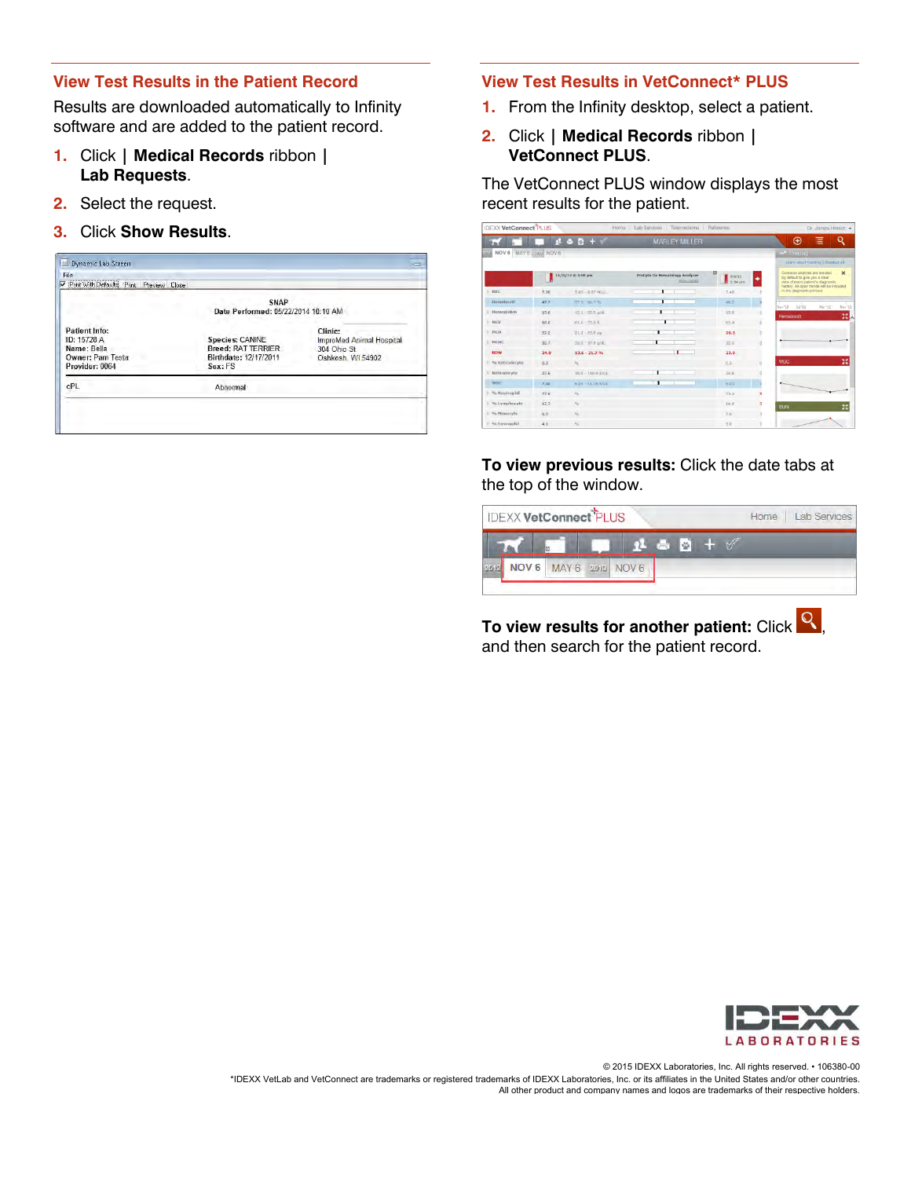## View Test Results in the Patient Record

Results are downloaded automatically to Infinity software and are added to the patient record.

1. Click **| Medical Records** ribbon **| Lab Requests**.
2. Select the request.
3. Click **Show Results**.

## View Test Results in VetConnect* PLUS

1. From the Infinity desktop, select a patient.
2. Click **| Medical Records** ribbon **| VetConnect PLUS**.

The VetConnect PLUS window displays the most recent results for the patient.

**To view previous results:** Click the date tabs at the top of the window.

**To view results for another patient:** Click , and then search for the patient record.

© 2015 IDEXX Laboratories, Inc. All rights reserved. • 106380-00

*IDEXX VetLab and VetConnect are trademarks or registered trademarks of IDEXX Laboratories, Inc. or its affiliates in the United States and/or other countries. All other product and company names and logos are trademarks of their respective holders.